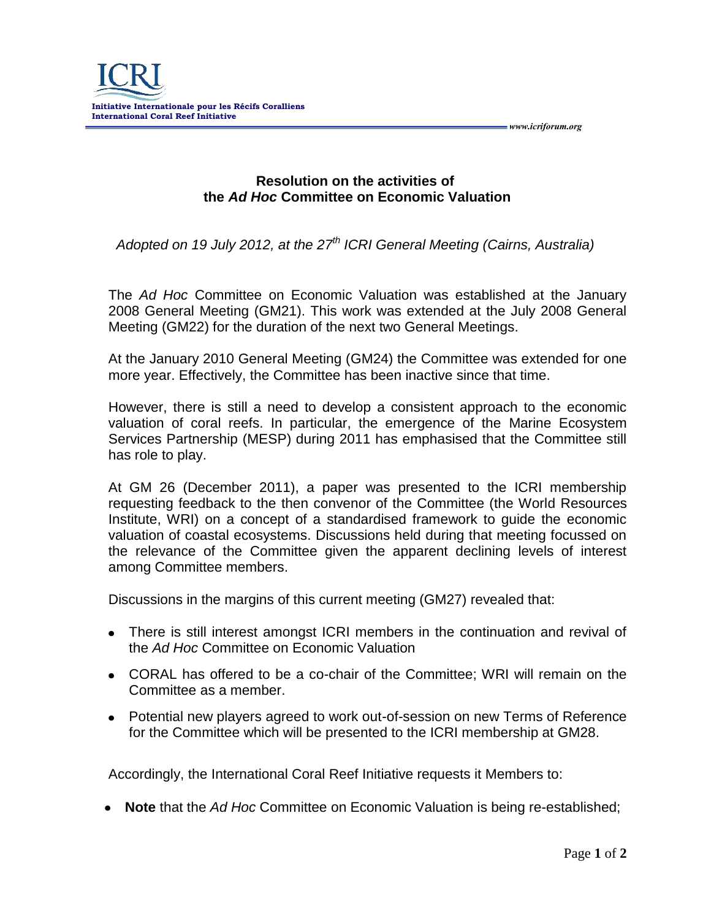ICRI

Initiative Internationale pour les Récifs Coralliens
International Coral Reef Initiative

www.icriforum.org

## Resolution on the activities of the *Ad Hoc* Committee on Economic Valuation

*Adopted on 19 July 2012, at the 27th ICRI General Meeting (Cairns, Australia)*

The *Ad Hoc* Committee on Economic Valuation was established at the January 2008 General Meeting (GM21). This work was extended at the July 2008 General Meeting (GM22) for the duration of the next two General Meetings.

At the January 2010 General Meeting (GM24) the Committee was extended for one more year. Effectively, the Committee has been inactive since that time.

However, there is still a need to develop a consistent approach to the economic valuation of coral reefs. In particular, the emergence of the Marine Ecosystem Services Partnership (MESP) during 2011 has emphasised that the Committee still has role to play.

At GM 26 (December 2011), a paper was presented to the ICRI membership requesting feedback to the then convenor of the Committee (the World Resources Institute, WRI) on a concept of a standardised framework to guide the economic valuation of coastal ecosystems. Discussions held during that meeting focussed on the relevance of the Committee given the apparent declining levels of interest among Committee members.

Discussions in the margins of this current meeting (GM27) revealed that:

- There is still interest amongst ICRI members in the continuation and revival of the *Ad Hoc* Committee on Economic Valuation
- CORAL has offered to be a co-chair of the Committee; WRI will remain on the Committee as a member.
- Potential new players agreed to work out-of-session on new Terms of Reference for the Committee which will be presented to the ICRI membership at GM28.

Accordingly, the International Coral Reef Initiative requests it Members to:

- **Note** that the *Ad Hoc* Committee on Economic Valuation is being re-established;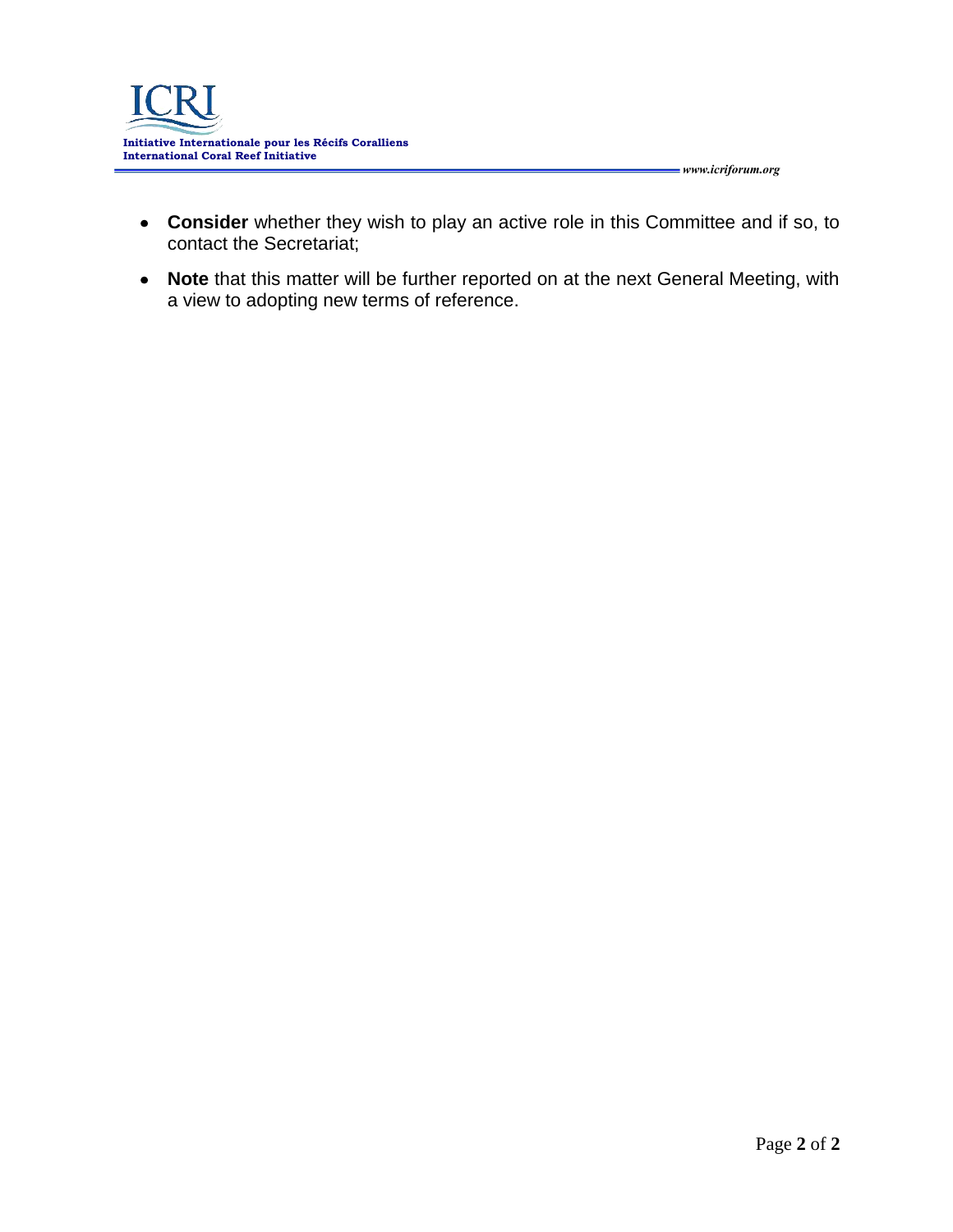- **Consider** whether they wish to play an active role in this Committee and if so, to contact the Secretariat;
- **Note** that this matter will be further reported on at the next General Meeting, with a view to adopting new terms of reference.